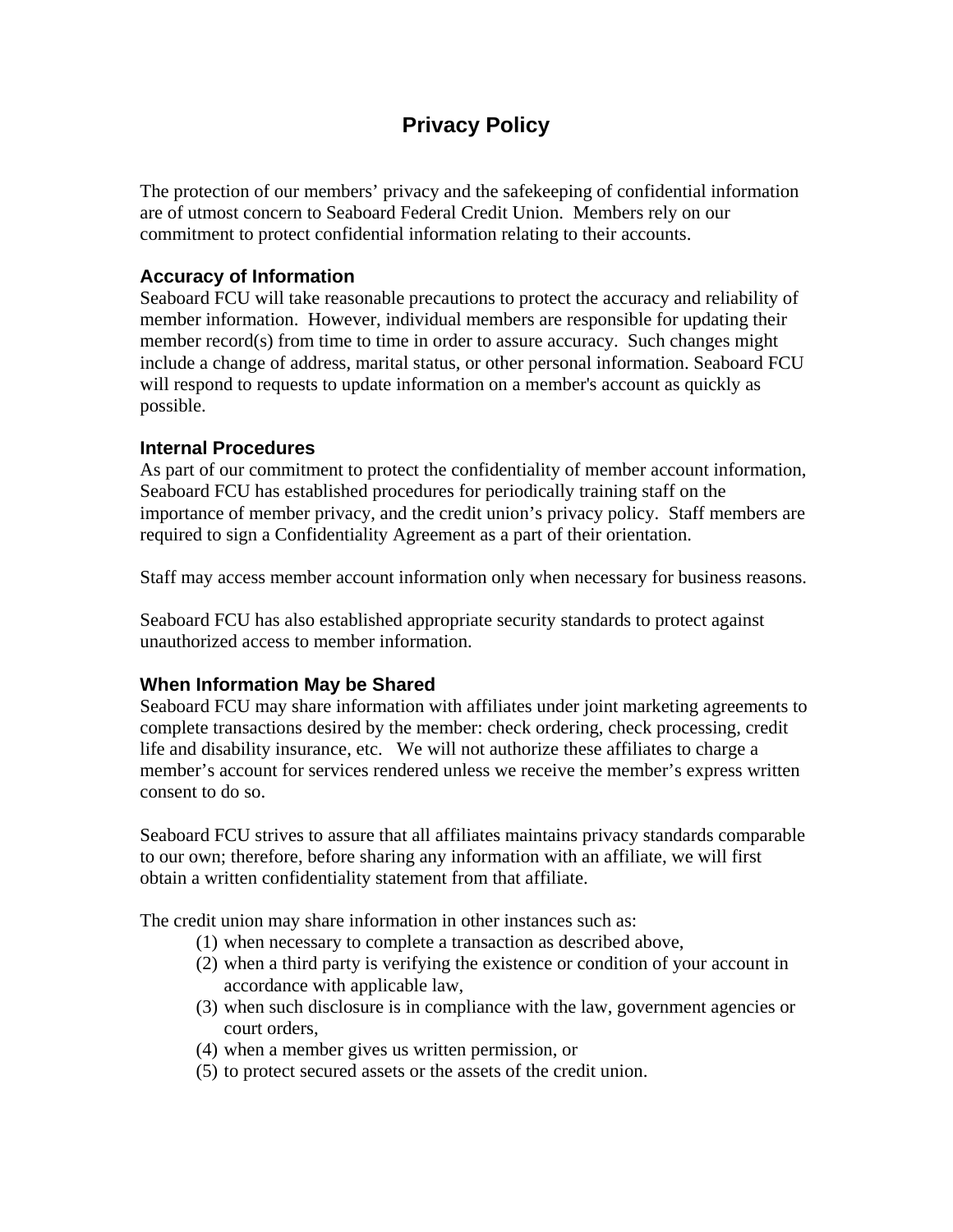# Privacy Policy

The protection of our members' privacy and the safekeeping of confidential information are of utmost concern to Seaboard Federal Credit Union. Members rely on our commitment to protect confidential information relating to their accounts.

### Accuracy of Information

Seaboard FCU will take reasonable precautions to protect the accuracy and reliability of member information. However, individual members are responsible for updating their member record(s) from time to time in order to assure accuracy. Such changes might include a change of address, marital status, or other personal information. Seaboard FCU will respond to requests to update information on a member's account as quickly as possible.

### Internal Procedures

As part of our commitment to protect the confidentiality of member account information, Seaboard FCU has established procedures for periodically training staff on the importance of member privacy, and the credit union's privacy policy. Staff members are required to sign a Confidentiality Agreement as a part of their orientation.

Staff may access member account information only when necessary for business reasons.

Seaboard FCU has also established appropriate security standards to protect against unauthorized access to member information.

### When Information May be Shared

Seaboard FCU may share information with affiliates under joint marketing agreements to complete transactions desired by the member: check ordering, check processing, credit life and disability insurance, etc. We will not authorize these affiliates to charge a member's account for services rendered unless we receive the member's express written consent to do so.

Seaboard FCU strives to assure that all affiliates maintains privacy standards comparable to our own; therefore, before sharing any information with an affiliate, we will first obtain a written confidentiality statement from that affiliate.

The credit union may share information in other instances such as:

1. when necessary to complete a transaction as described above,
2. when a third party is verifying the existence or condition of your account in accordance with applicable law,
3. when such disclosure is in compliance with the law, government agencies or court orders,
4. when a member gives us written permission, or
5. to protect secured assets or the assets of the credit union.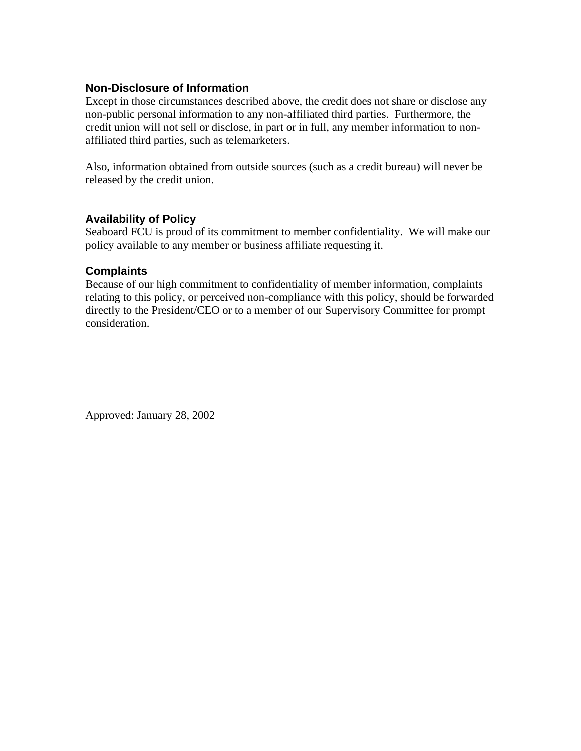### Non-Disclosure of Information

Except in those circumstances described above, the credit does not share or disclose any non-public personal information to any non-affiliated third parties. Furthermore, the credit union will not sell or disclose, in part or in full, any member information to non-affiliated third parties, such as telemarketers.

Also, information obtained from outside sources (such as a credit bureau) will never be released by the credit union.

### Availability of Policy

Seaboard FCU is proud of its commitment to member confidentiality. We will make our policy available to any member or business affiliate requesting it.

### Complaints

Because of our high commitment to confidentiality of member information, complaints relating to this policy, or perceived non-compliance with this policy, should be forwarded directly to the President/CEO or to a member of our Supervisory Committee for prompt consideration.

Approved: January 28, 2002